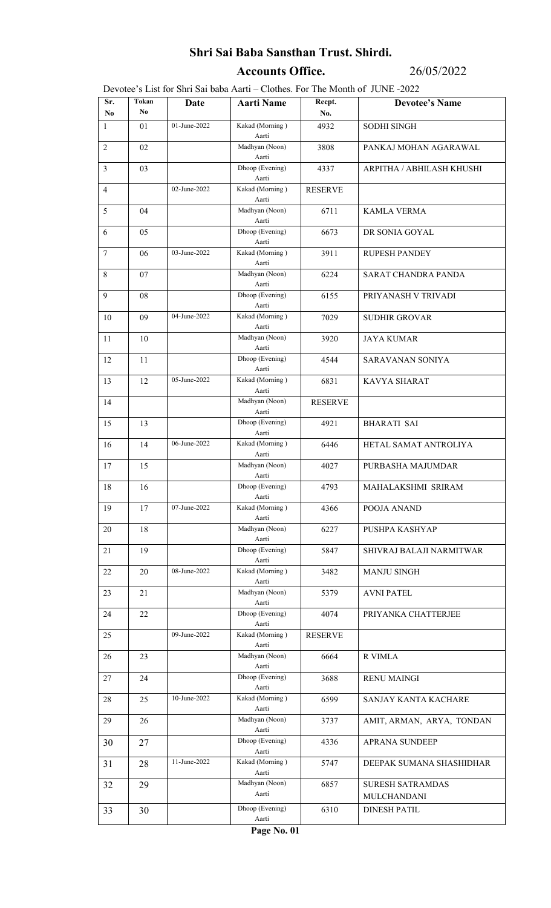# Shri Sai Baba Sansthan Trust. Shirdi.

## Accounts Office. 26/05/2022

Devotee's List for Shri Sai baba Aarti – Clothes. For The Month of JUNE -2022

| Sr. No | Tokan No | Date | Aarti Name | Recpt. No. | Devotee's Name |
|---|---|---|---|---|---|
| 1 | 01 | 01-June-2022 | Kakad (Morning ) Aarti | 4932 | SODHI SINGH |
| 2 | 02 | | Madhyan (Noon) Aarti | 3808 | PANKAJ MOHAN AGARAWAL |
| 3 | 03 | | Dhoop (Evening) Aarti | 4337 | ARPITHA / ABHILASH KHUSHI |
| 4 | | 02-June-2022 | Kakad (Morning ) Aarti | RESERVE | |
| 5 | 04 | | Madhyan (Noon) Aarti | 6711 | KAMLA VERMA |
| 6 | 05 | | Dhoop (Evening) Aarti | 6673 | DR SONIA GOYAL |
| 7 | 06 | 03-June-2022 | Kakad (Morning ) Aarti | 3911 | RUPESH PANDEY |
| 8 | 07 | | Madhyan (Noon) Aarti | 6224 | SARAT CHANDRA PANDA |
| 9 | 08 | | Dhoop (Evening) Aarti | 6155 | PRIYANASH V TRIVADI |
| 10 | 09 | 04-June-2022 | Kakad (Morning ) Aarti | 7029 | SUDHIR GROVAR |
| 11 | 10 | | Madhyan (Noon) Aarti | 3920 | JAYA KUMAR |
| 12 | 11 | | Dhoop (Evening) Aarti | 4544 | SARAVANAN SONIYA |
| 13 | 12 | 05-June-2022 | Kakad (Morning ) Aarti | 6831 | KAVYA SHARAT |
| 14 | | | Madhyan (Noon) Aarti | RESERVE | |
| 15 | 13 | | Dhoop (Evening) Aarti | 4921 | BHARATI SAI |
| 16 | 14 | 06-June-2022 | Kakad (Morning ) Aarti | 6446 | HETAL SAMAT ANTROLIYA |
| 17 | 15 | | Madhyan (Noon) Aarti | 4027 | PURBASHA MAJUMDAR |
| 18 | 16 | | Dhoop (Evening) Aarti | 4793 | MAHALAKSHMI SRIRAM |
| 19 | 17 | 07-June-2022 | Kakad (Morning ) Aarti | 4366 | POOJA ANAND |
| 20 | 18 | | Madhyan (Noon) Aarti | 6227 | PUSHPA KASHYAP |
| 21 | 19 | | Dhoop (Evening) Aarti | 5847 | SHIVRAJ BALAJI NARMITWAR |
| 22 | 20 | 08-June-2022 | Kakad (Morning ) Aarti | 3482 | MANJU SINGH |
| 23 | 21 | | Madhyan (Noon) Aarti | 5379 | AVNI PATEL |
| 24 | 22 | | Dhoop (Evening) Aarti | 4074 | PRIYANKA CHATTERJEE |
| 25 | | 09-June-2022 | Kakad (Morning ) Aarti | RESERVE | |
| 26 | 23 | | Madhyan (Noon) Aarti | 6664 | R VIMLA |
| 27 | 24 | | Dhoop (Evening) Aarti | 3688 | RENU MAINGI |
| 28 | 25 | 10-June-2022 | Kakad (Morning ) Aarti | 6599 | SANJAY KANTA KACHARE |
| 29 | 26 | | Madhyan (Noon) Aarti | 3737 | AMIT, ARMAN, ARYA, TONDAN |
| 30 | 27 | | Dhoop (Evening) Aarti | 4336 | APRANA SUNDEEP |
| 31 | 28 | 11-June-2022 | Kakad (Morning ) Aarti | 5747 | DEEPAK SUMANA SHASHIDHAR |
| 32 | 29 | | Madhyan (Noon) Aarti | 6857 | SURESH SATRAMDAS MULCHANDANI |
| 33 | 30 | | Dhoop (Evening) Aarti | 6310 | DINESH PATIL |

**Page No. 01**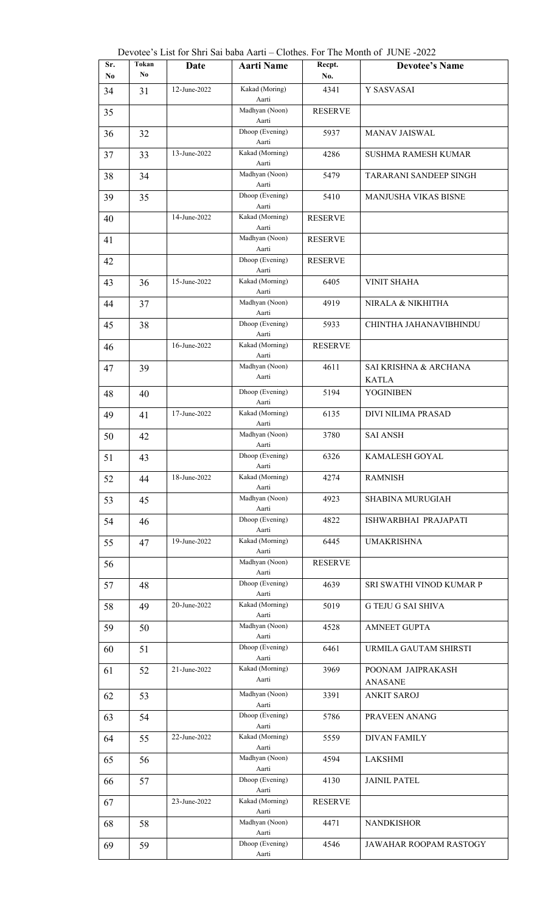Devotee's List for Shri Sai baba Aarti – Clothes. For The Month of JUNE -2022

| Sr. No | Tokan No | Date | Aarti Name | Recpt. No. | Devotee's Name |
|---|---|---|---|---|---|
| 34 | 31 | 12-June-2022 | Kakad (Moring) Aarti | 4341 | Y SASVASAI |
| 35 | | | Madhyan (Noon) Aarti | RESERVE | |
| 36 | 32 | | Dhoop (Evening) Aarti | 5937 | MANAV JAISWAL |
| 37 | 33 | 13-June-2022 | Kakad (Morning) Aarti | 4286 | SUSHMA RAMESH KUMAR |
| 38 | 34 | | Madhyan (Noon) Aarti | 5479 | TARARANI SANDEEP SINGH |
| 39 | 35 | | Dhoop (Evening) Aarti | 5410 | MANJUSHA VIKAS BISNE |
| 40 | | 14-June-2022 | Kakad (Morning) Aarti | RESERVE | |
| 41 | | | Madhyan (Noon) Aarti | RESERVE | |
| 42 | | | Dhoop (Evening) Aarti | RESERVE | |
| 43 | 36 | 15-June-2022 | Kakad (Morning) Aarti | 6405 | VINIT SHAHA |
| 44 | 37 | | Madhyan (Noon) Aarti | 4919 | NIRALA & NIKHITHA |
| 45 | 38 | | Dhoop (Evening) Aarti | 5933 | CHINTHA JAHANAVIBHINDU |
| 46 | | 16-June-2022 | Kakad (Morning) Aarti | RESERVE | |
| 47 | 39 | | Madhyan (Noon) Aarti | 4611 | SAI KRISHNA & ARCHANA KATLA |
| 48 | 40 | | Dhoop (Evening) Aarti | 5194 | YOGINIBEN |
| 49 | 41 | 17-June-2022 | Kakad (Morning) Aarti | 6135 | DIVI NILIMA PRASAD |
| 50 | 42 | | Madhyan (Noon) Aarti | 3780 | SAI ANSH |
| 51 | 43 | | Dhoop (Evening) Aarti | 6326 | KAMALESH GOYAL |
| 52 | 44 | 18-June-2022 | Kakad (Morning) Aarti | 4274 | RAMNISH |
| 53 | 45 | | Madhyan (Noon) Aarti | 4923 | SHABINA MURUGIAH |
| 54 | 46 | | Dhoop (Evening) Aarti | 4822 | ISHWARBHAI PRAJAPATI |
| 55 | 47 | 19-June-2022 | Kakad (Morning) Aarti | 6445 | UMAKRISHNA |
| 56 | | | Madhyan (Noon) Aarti | RESERVE | |
| 57 | 48 | | Dhoop (Evening) Aarti | 4639 | SRI SWATHI VINOD KUMAR P |
| 58 | 49 | 20-June-2022 | Kakad (Morning) Aarti | 5019 | G TEJU G SAI SHIVA |
| 59 | 50 | | Madhyan (Noon) Aarti | 4528 | AMNEET GUPTA |
| 60 | 51 | | Dhoop (Evening) Aarti | 6461 | URMILA GAUTAM SHIRSTI |
| 61 | 52 | 21-June-2022 | Kakad (Morning) Aarti | 3969 | POONAM JAIPRAKASH ANASANE |
| 62 | 53 | | Madhyan (Noon) Aarti | 3391 | ANKIT SAROJ |
| 63 | 54 | | Dhoop (Evening) Aarti | 5786 | PRAVEEN ANANG |
| 64 | 55 | 22-June-2022 | Kakad (Morning) Aarti | 5559 | DIVAN FAMILY |
| 65 | 56 | | Madhyan (Noon) Aarti | 4594 | LAKSHMI |
| 66 | 57 | | Dhoop (Evening) Aarti | 4130 | JAINIL PATEL |
| 67 | | 23-June-2022 | Kakad (Morning) Aarti | RESERVE | |
| 68 | 58 | | Madhyan (Noon) Aarti | 4471 | NANDKISHOR |
| 69 | 59 | | Dhoop (Evening) Aarti | 4546 | JAWAHAR ROOPAM RASTOGY |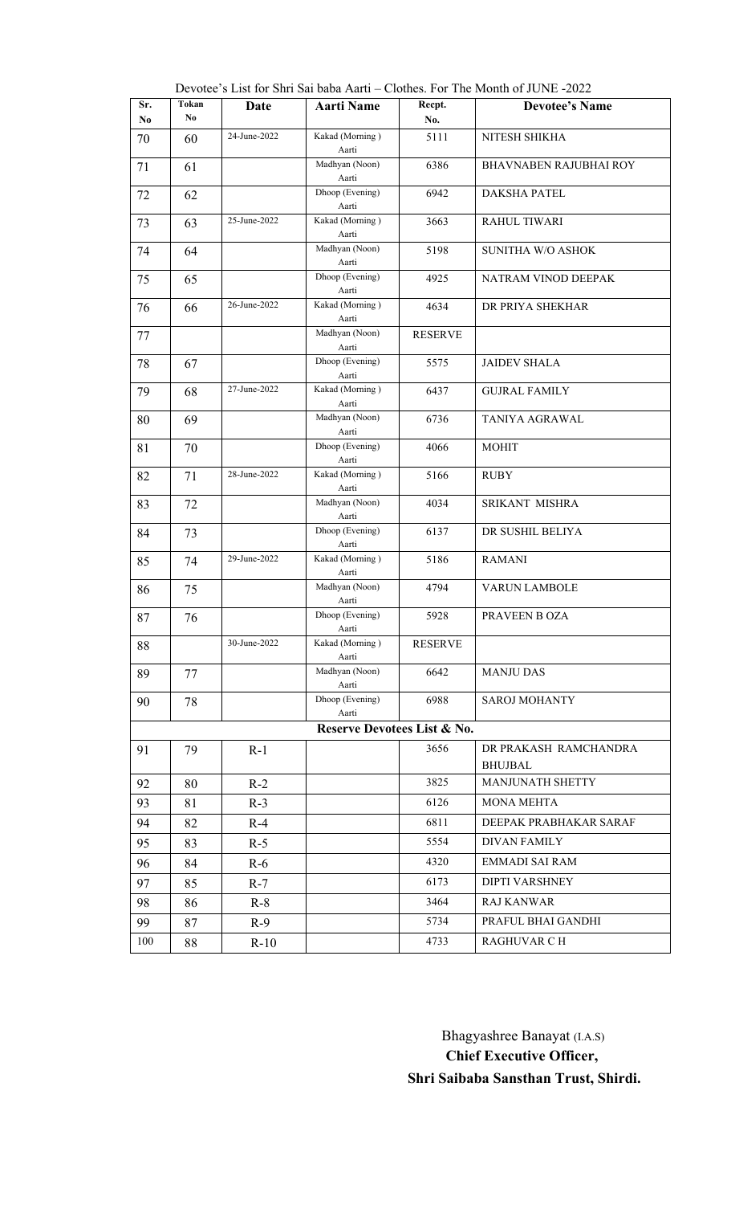Devotee's List for Shri Sai baba Aarti – Clothes. For The Month of JUNE -2022

| Sr. No | Tokan No | Date | Aarti Name | Recpt. No. | Devotee's Name |
|---|---|---|---|---|---|
| 70 | 60 | 24-June-2022 | Kakad (Morning ) Aarti | 5111 | NITESH SHIKHA |
| 71 | 61 | | Madhyan (Noon) Aarti | 6386 | BHAVNABEN RAJUBHAI ROY |
| 72 | 62 | | Dhoop (Evening) Aarti | 6942 | DAKSHA PATEL |
| 73 | 63 | 25-June-2022 | Kakad (Morning ) Aarti | 3663 | RAHUL TIWARI |
| 74 | 64 | | Madhyan (Noon) Aarti | 5198 | SUNITHA W/O ASHOK |
| 75 | 65 | | Dhoop (Evening) Aarti | 4925 | NATRAM VINOD DEEPAK |
| 76 | 66 | 26-June-2022 | Kakad (Morning ) Aarti | 4634 | DR PRIYA SHEKHAR |
| 77 | | | Madhyan (Noon) Aarti | RESERVE | |
| 78 | 67 | | Dhoop (Evening) Aarti | 5575 | JAIDEV SHALA |
| 79 | 68 | 27-June-2022 | Kakad (Morning ) Aarti | 6437 | GUJRAL FAMILY |
| 80 | 69 | | Madhyan (Noon) Aarti | 6736 | TANIYA AGRAWAL |
| 81 | 70 | | Dhoop (Evening) Aarti | 4066 | MOHIT |
| 82 | 71 | 28-June-2022 | Kakad (Morning ) Aarti | 5166 | RUBY |
| 83 | 72 | | Madhyan (Noon) Aarti | 4034 | SRIKANT MISHRA |
| 84 | 73 | | Dhoop (Evening) Aarti | 6137 | DR SUSHIL BELIYA |
| 85 | 74 | 29-June-2022 | Kakad (Morning ) Aarti | 5186 | RAMANI |
| 86 | 75 | | Madhyan (Noon) Aarti | 4794 | VARUN LAMBOLE |
| 87 | 76 | | Dhoop (Evening) Aarti | 5928 | PRAVEEN B OZA |
| 88 | | 30-June-2022 | Kakad (Morning ) Aarti | RESERVE | |
| 89 | 77 | | Madhyan (Noon) Aarti | 6642 | MANJU DAS |
| 90 | 78 | | Dhoop (Evening) Aarti | 6988 | SAROJ MOHANTY |
| **Reserve Devotees List & No.** | | | | | |
| 91 | 79 | R-1 | | 3656 | DR PRAKASH RAMCHANDRA BHUJBAL |
| 92 | 80 | R-2 | | 3825 | MANJUNATH SHETTY |
| 93 | 81 | R-3 | | 6126 | MONA MEHTA |
| 94 | 82 | R-4 | | 6811 | DEEPAK PRABHAKAR SARAF |
| 95 | 83 | R-5 | | 5554 | DIVAN FAMILY |
| 96 | 84 | R-6 | | 4320 | EMMADI SAI RAM |
| 97 | 85 | R-7 | | 6173 | DIPTI VARSHNEY |
| 98 | 86 | R-8 | | 3464 | RAJ KANWAR |
| 99 | 87 | R-9 | | 5734 | PRAFUL BHAI GANDHI |
| 100 | 88 | R-10 | | 4733 | RAGHUVAR C H |

Bhagyashree Banayat (I.A.S)

**Chief Executive Officer,**

**Shri Saibaba Sansthan Trust, Shirdi.**